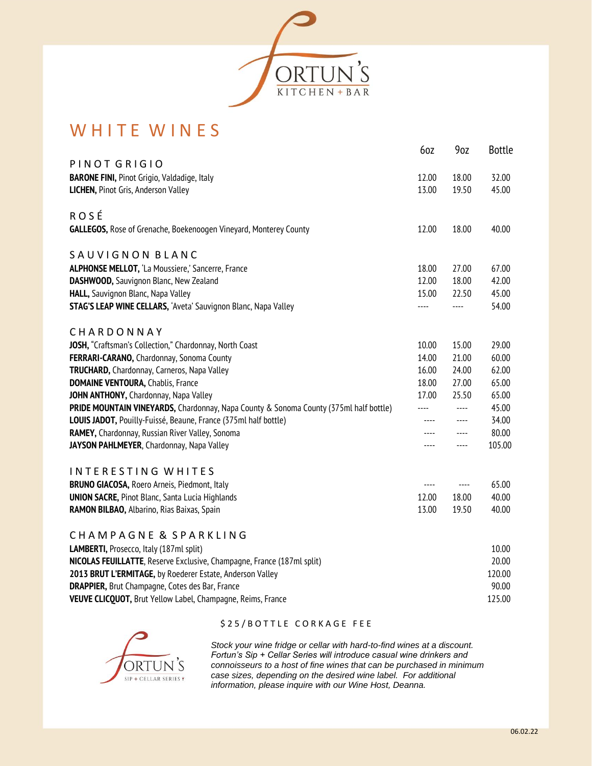FORTUN'S
KITCHEN + BAR

# WHITE WINES

| | 6oz | 9oz | Bottle |
|---|---|---|---|
| **PINOT GRIGIO** | | | |
| **BARONE FINI,** Pinot Grigio, Valdadige, Italy | 12.00 | 18.00 | 32.00 |
| **LICHEN,** Pinot Gris, Anderson Valley | 13.00 | 19.50 | 45.00 |
| **ROSÉ** | | | |
| **GALLEGOS,** Rose of Grenache, Boekenoogen Vineyard, Monterey County | 12.00 | 18.00 | 40.00 |
| **SAUVIGNON BLANC** | | | |
| **ALPHONSE MELLOT,** 'La Moussiere,' Sancerre, France | 18.00 | 27.00 | 67.00 |
| **DASHWOOD,** Sauvignon Blanc, New Zealand | 12.00 | 18.00 | 42.00 |
| **HALL,** Sauvignon Blanc, Napa Valley | 15.00 | 22.50 | 45.00 |
| **STAG'S LEAP WINE CELLARS,** 'Aveta' Sauvignon Blanc, Napa Valley | ---- | ---- | 54.00 |
| **CHARDONNAY** | | | |
| **JOSH,** "Craftsman's Collection," Chardonnay, North Coast | 10.00 | 15.00 | 29.00 |
| **FERRARI-CARANO,** Chardonnay, Sonoma County | 14.00 | 21.00 | 60.00 |
| **TRUCHARD,** Chardonnay, Carneros, Napa Valley | 16.00 | 24.00 | 62.00 |
| **DOMAINE VENTOURA,** Chablis, France | 18.00 | 27.00 | 65.00 |
| **JOHN ANTHONY,** Chardonnay, Napa Valley | 17.00 | 25.50 | 65.00 |
| **PRIDE MOUNTAIN VINEYARDS,** Chardonnay, Napa County & Sonoma County (375ml half bottle) | ---- | ---- | 45.00 |
| **LOUIS JADOT,** Pouilly-Fuissé, Beaune, France (375ml half bottle) | ---- | ---- | 34.00 |
| **RAMEY,** Chardonnay, Russian River Valley, Sonoma | ---- | ---- | 80.00 |
| **JAYSON PAHLMEYER**, Chardonnay, Napa Valley | ---- | ---- | 105.00 |
| **INTERESTING WHITES** | | | |
| **BRUNO GIACOSA,** Roero Arneis, Piedmont, Italy | ---- | ---- | 65.00 |
| **UNION SACRE,** Pinot Blanc, Santa Lucia Highlands | 12.00 | 18.00 | 40.00 |
| **RAMON BILBAO,** Albarino, Rias Baixas, Spain | 13.00 | 19.50 | 40.00 |
| **CHAMPAGNE & SPARKLING** | | | |
| **LAMBERTI,** Prosecco, Italy (187ml split) | | | 10.00 |
| **NICOLAS FEUILLATTE**, Reserve Exclusive, Champagne, France (187ml split) | | | 20.00 |
| **2013 BRUT L'ERMITAGE,** by Roederer Estate, Anderson Valley | | | 120.00 |
| **DRAPPIER,** Brut Champagne, Cotes des Bar, France | | | 90.00 |
| **VEUVE CLICQUOT,** Brut Yellow Label, Champagne, Reims, France | | | 125.00 |

$25/BOTTLE CORKAGE FEE

FORTUN'S
SIP + CELLAR SERIES

*Stock your wine fridge or cellar with hard-to-find wines at a discount. Fortun's Sip + Cellar Series will introduce casual wine drinkers and connoisseurs to a host of fine wines that can be purchased in minimum case sizes, depending on the desired wine label. For additional information, please inquire with our Wine Host, Deanna.*

06.02.22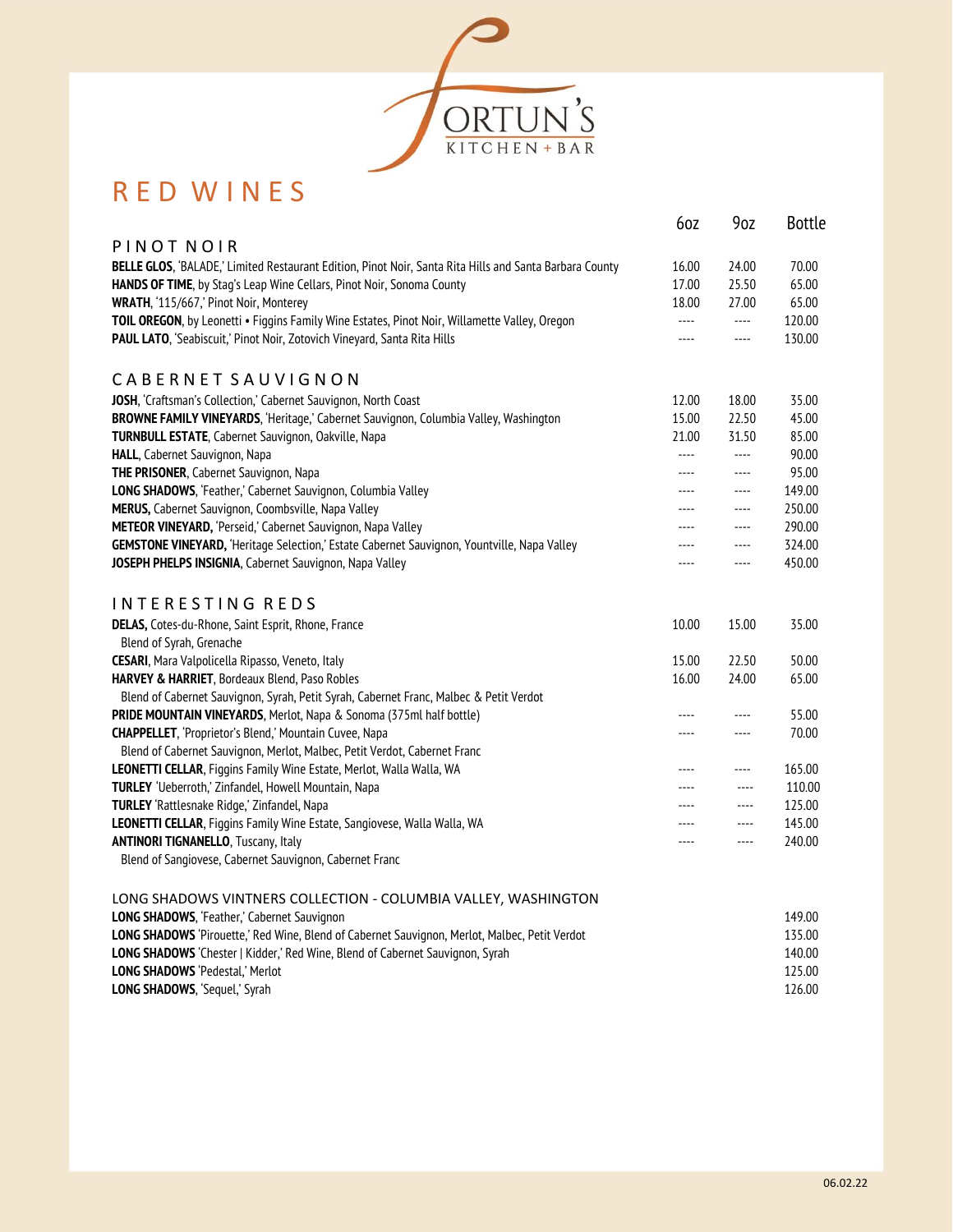# FORTUN'S KITCHEN + BAR

## RED WINES

| | 6oz | 9oz | Bottle |
|---|---|---|---|
| **PINOT NOIR** | | | |
| **BELLE GLOS**, 'BALADE,' Limited Restaurant Edition, Pinot Noir, Santa Rita Hills and Santa Barbara County | 16.00 | 24.00 | 70.00 |
| **HANDS OF TIME**, by Stag's Leap Wine Cellars, Pinot Noir, Sonoma County | 17.00 | 25.50 | 65.00 |
| **WRATH**, '115/667,' Pinot Noir, Monterey | 18.00 | 27.00 | 65.00 |
| **TOIL OREGON**, by Leonetti • Figgins Family Wine Estates, Pinot Noir, Willamette Valley, Oregon | ---- | ---- | 120.00 |
| **PAUL LATO**, 'Seabiscuit,' Pinot Noir, Zotovich Vineyard, Santa Rita Hills | ---- | ---- | 130.00 |
| **CABERNET SAUVIGNON** | | | |
| **JOSH**, 'Craftsman's Collection,' Cabernet Sauvignon, North Coast | 12.00 | 18.00 | 35.00 |
| **BROWNE FAMILY VINEYARDS**, 'Heritage,' Cabernet Sauvignon, Columbia Valley, Washington | 15.00 | 22.50 | 45.00 |
| **TURNBULL ESTATE**, Cabernet Sauvignon, Oakville, Napa | 21.00 | 31.50 | 85.00 |
| **HALL**, Cabernet Sauvignon, Napa | ---- | ---- | 90.00 |
| **THE PRISONER**, Cabernet Sauvignon, Napa | ---- | ---- | 95.00 |
| **LONG SHADOWS**, 'Feather,' Cabernet Sauvignon, Columbia Valley | ---- | ---- | 149.00 |
| **MERUS,** Cabernet Sauvignon, Coombsville, Napa Valley | ---- | ---- | 250.00 |
| **METEOR VINEYARD,** 'Perseid,' Cabernet Sauvignon, Napa Valley | ---- | ---- | 290.00 |
| **GEMSTONE VINEYARD,** 'Heritage Selection,' Estate Cabernet Sauvignon, Yountville, Napa Valley | ---- | ---- | 324.00 |
| **JOSEPH PHELPS INSIGNIA**, Cabernet Sauvignon, Napa Valley | ---- | ---- | 450.00 |
| **INTERESTING REDS** | | | |
| **DELAS,** Cotes-du-Rhone, Saint Esprit, Rhone, France<br>Blend of Syrah, Grenache | 10.00 | 15.00 | 35.00 |
| **CESARI**, Mara Valpolicella Ripasso, Veneto, Italy | 15.00 | 22.50 | 50.00 |
| **HARVEY & HARRIET**, Bordeaux Blend, Paso Robles<br>Blend of Cabernet Sauvignon, Syrah, Petit Syrah, Cabernet Franc, Malbec & Petit Verdot | 16.00 | 24.00 | 65.00 |
| **PRIDE MOUNTAIN VINEYARDS**, Merlot, Napa & Sonoma (375ml half bottle) | ---- | ---- | 55.00 |
| **CHAPPELLET**, 'Proprietor's Blend,' Mountain Cuvee, Napa<br>Blend of Cabernet Sauvignon, Merlot, Malbec, Petit Verdot, Cabernet Franc | ---- | ---- | 70.00 |
| **LEONETTI CELLAR**, Figgins Family Wine Estate, Merlot, Walla Walla, WA | ---- | ---- | 165.00 |
| **TURLEY** 'Ueberroth,' Zinfandel, Howell Mountain, Napa | ---- | ---- | 110.00 |
| **TURLEY** 'Rattlesnake Ridge,' Zinfandel, Napa | ---- | ---- | 125.00 |
| **LEONETTI CELLAR**, Figgins Family Wine Estate, Sangiovese, Walla Walla, WA | ---- | ---- | 145.00 |
| **ANTINORI TIGNANELLO**, Tuscany, Italy<br>Blend of Sangiovese, Cabernet Sauvignon, Cabernet Franc | ---- | ---- | 240.00 |
| **LONG SHADOWS VINTNERS COLLECTION - COLUMBIA VALLEY, WASHINGTON** | | | |
| **LONG SHADOWS**, 'Feather,' Cabernet Sauvignon | | | 149.00 |
| **LONG SHADOWS** 'Pirouette,' Red Wine, Blend of Cabernet Sauvignon, Merlot, Malbec, Petit Verdot | | | 135.00 |
| **LONG SHADOWS** 'Chester \| Kidder,' Red Wine, Blend of Cabernet Sauvignon, Syrah | | | 140.00 |
| **LONG SHADOWS** 'Pedestal,' Merlot | | | 125.00 |
| **LONG SHADOWS**, 'Sequel,' Syrah | | | 126.00 |

06.02.22